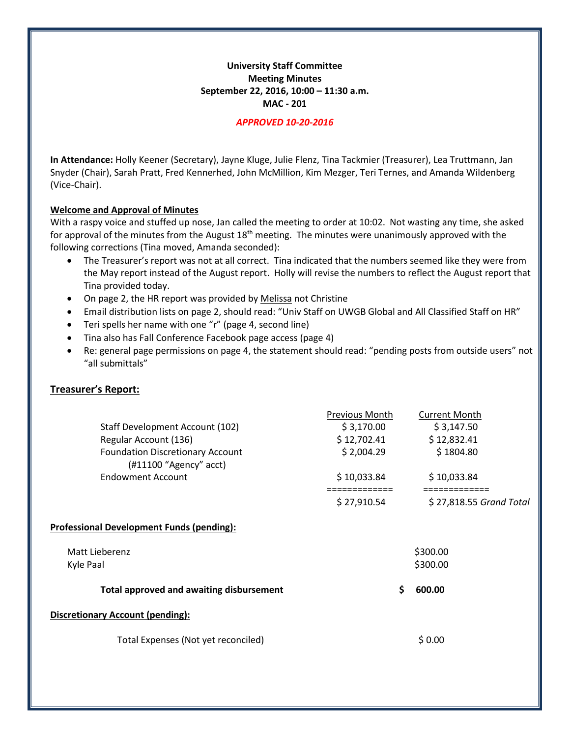**University Staff Committee**
**Meeting Minutes**
**September 22, 2016, 10:00 – 11:30 a.m.**
**MAC - 201**

***APPROVED 10-20-2016***

**In Attendance:** Holly Keener (Secretary), Jayne Kluge, Julie Flenz, Tina Tackmier (Treasurer), Lea Truttmann, Jan Snyder (Chair), Sarah Pratt, Fred Kennerhed, John McMillion, Kim Mezger, Teri Ternes, and Amanda Wildenberg (Vice-Chair).

**Welcome and Approval of Minutes**

With a raspy voice and stuffed up nose, Jan called the meeting to order at 10:02. Not wasting any time, she asked for approval of the minutes from the August 18th meeting. The minutes were unanimously approved with the following corrections (Tina moved, Amanda seconded):

- The Treasurer's report was not at all correct. Tina indicated that the numbers seemed like they were from the May report instead of the August report. Holly will revise the numbers to reflect the August report that Tina provided today.
- On page 2, the HR report was provided by Melissa not Christine
- Email distribution lists on page 2, should read: "Univ Staff on UWGB Global and All Classified Staff on HR"
- Teri spells her name with one "r" (page 4, second line)
- Tina also has Fall Conference Facebook page access (page 4)
- Re: general page permissions on page 4, the statement should read: "pending posts from outside users" not "all submittals"

## Treasurer's Report:

| | Previous Month | Current Month |
|---|---|---|
| Staff Development Account (102) | $ 3,170.00 | $ 3,147.50 |
| Regular Account (136) | $ 12,702.41 | $ 12,832.41 |
| Foundation Discretionary Account (#11100 "Agency" acct) | $ 2,004.29 | $ 1804.80 |
| Endowment Account | $ 10,033.84 | $ 10,033.84 |
| | ============= | ============= |
| | $ 27,910.54 | $ 27,818.55 *Grand Total* |

**Professional Development Funds (pending):**

| | |
|---|---|
| Matt Lieberenz | $300.00 |
| Kyle Paal | $300.00 |
| **Total approved and awaiting disbursement** | **$ 600.00** |

**Discretionary Account (pending):**

| | |
|---|---|
| Total Expenses (Not yet reconciled) | $ 0.00 |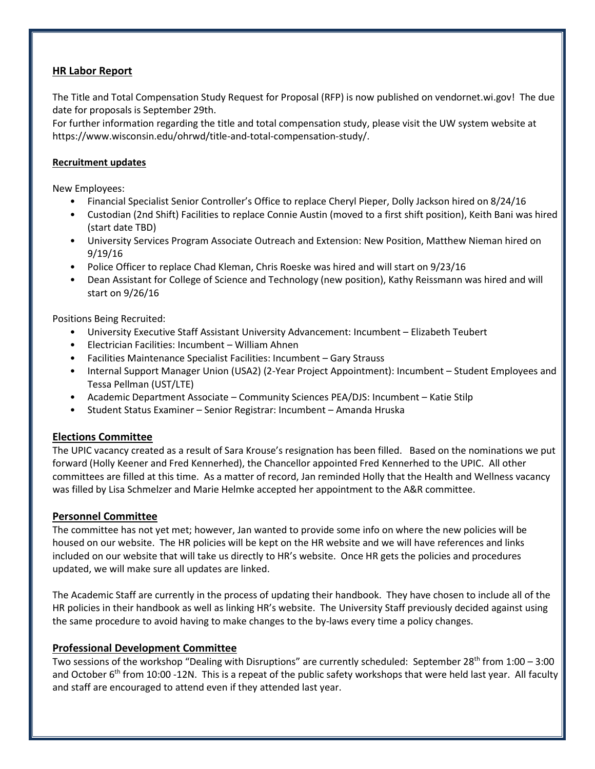## HR Labor Report

The Title and Total Compensation Study Request for Proposal (RFP) is now published on vendornet.wi.gov! The due date for proposals is September 29th.

For further information regarding the title and total compensation study, please visit the UW system website at https://www.wisconsin.edu/ohrwd/title-and-total-compensation-study/.

### Recruitment updates

New Employees:

- Financial Specialist Senior Controller's Office to replace Cheryl Pieper, Dolly Jackson hired on 8/24/16
- Custodian (2nd Shift) Facilities to replace Connie Austin (moved to a first shift position), Keith Bani was hired (start date TBD)
- University Services Program Associate Outreach and Extension: New Position, Matthew Nieman hired on 9/19/16
- Police Officer to replace Chad Kleman, Chris Roeske was hired and will start on 9/23/16
- Dean Assistant for College of Science and Technology (new position), Kathy Reissmann was hired and will start on 9/26/16

Positions Being Recruited:

- University Executive Staff Assistant University Advancement: Incumbent – Elizabeth Teubert
- Electrician Facilities: Incumbent – William Ahnen
- Facilities Maintenance Specialist Facilities: Incumbent – Gary Strauss
- Internal Support Manager Union (USA2) (2-Year Project Appointment): Incumbent – Student Employees and Tessa Pellman (UST/LTE)
- Academic Department Associate – Community Sciences PEA/DJS: Incumbent – Katie Stilp
- Student Status Examiner – Senior Registrar: Incumbent – Amanda Hruska

## Elections Committee

The UPIC vacancy created as a result of Sara Krouse's resignation has been filled. Based on the nominations we put forward (Holly Keener and Fred Kennerhed), the Chancellor appointed Fred Kennerhed to the UPIC. All other committees are filled at this time. As a matter of record, Jan reminded Holly that the Health and Wellness vacancy was filled by Lisa Schmelzer and Marie Helmke accepted her appointment to the A&R committee.

## Personnel Committee

The committee has not yet met; however, Jan wanted to provide some info on where the new policies will be housed on our website. The HR policies will be kept on the HR website and we will have references and links included on our website that will take us directly to HR's website. Once HR gets the policies and procedures updated, we will make sure all updates are linked.

The Academic Staff are currently in the process of updating their handbook. They have chosen to include all of the HR policies in their handbook as well as linking HR's website. The University Staff previously decided against using the same procedure to avoid having to make changes to the by-laws every time a policy changes.

## Professional Development Committee

Two sessions of the workshop "Dealing with Disruptions" are currently scheduled: September 28th from 1:00 – 3:00 and October 6th from 10:00 -12N. This is a repeat of the public safety workshops that were held last year. All faculty and staff are encouraged to attend even if they attended last year.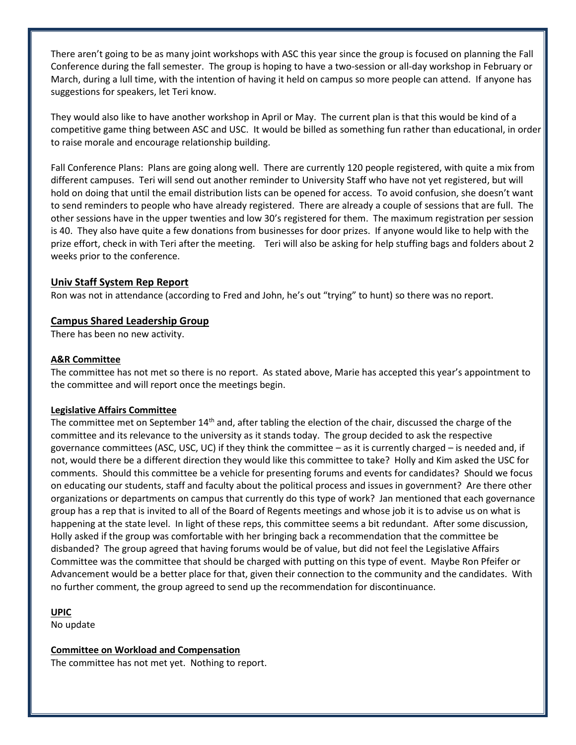There aren't going to be as many joint workshops with ASC this year since the group is focused on planning the Fall Conference during the fall semester. The group is hoping to have a two-session or all-day workshop in February or March, during a lull time, with the intention of having it held on campus so more people can attend. If anyone has suggestions for speakers, let Teri know.

They would also like to have another workshop in April or May. The current plan is that this would be kind of a competitive game thing between ASC and USC. It would be billed as something fun rather than educational, in order to raise morale and encourage relationship building.

Fall Conference Plans: Plans are going along well. There are currently 120 people registered, with quite a mix from different campuses. Teri will send out another reminder to University Staff who have not yet registered, but will hold on doing that until the email distribution lists can be opened for access. To avoid confusion, she doesn't want to send reminders to people who have already registered. There are already a couple of sessions that are full. The other sessions have in the upper twenties and low 30's registered for them. The maximum registration per session is 40. They also have quite a few donations from businesses for door prizes. If anyone would like to help with the prize effort, check in with Teri after the meeting. Teri will also be asking for help stuffing bags and folders about 2 weeks prior to the conference.

## Univ Staff System Rep Report

Ron was not in attendance (according to Fred and John, he's out "trying" to hunt) so there was no report.

## Campus Shared Leadership Group

There has been no new activity.

### A&R Committee

The committee has not met so there is no report. As stated above, Marie has accepted this year's appointment to the committee and will report once the meetings begin.

### Legislative Affairs Committee

The committee met on September 14th and, after tabling the election of the chair, discussed the charge of the committee and its relevance to the university as it stands today. The group decided to ask the respective governance committees (ASC, USC, UC) if they think the committee – as it is currently charged – is needed and, if not, would there be a different direction they would like this committee to take? Holly and Kim asked the USC for comments. Should this committee be a vehicle for presenting forums and events for candidates? Should we focus on educating our students, staff and faculty about the political process and issues in government? Are there other organizations or departments on campus that currently do this type of work? Jan mentioned that each governance group has a rep that is invited to all of the Board of Regents meetings and whose job it is to advise us on what is happening at the state level. In light of these reps, this committee seems a bit redundant. After some discussion, Holly asked if the group was comfortable with her bringing back a recommendation that the committee be disbanded? The group agreed that having forums would be of value, but did not feel the Legislative Affairs Committee was the committee that should be charged with putting on this type of event. Maybe Ron Pfeifer or Advancement would be a better place for that, given their connection to the community and the candidates. With no further comment, the group agreed to send up the recommendation for discontinuance.

### UPIC

No update

### Committee on Workload and Compensation

The committee has not met yet. Nothing to report.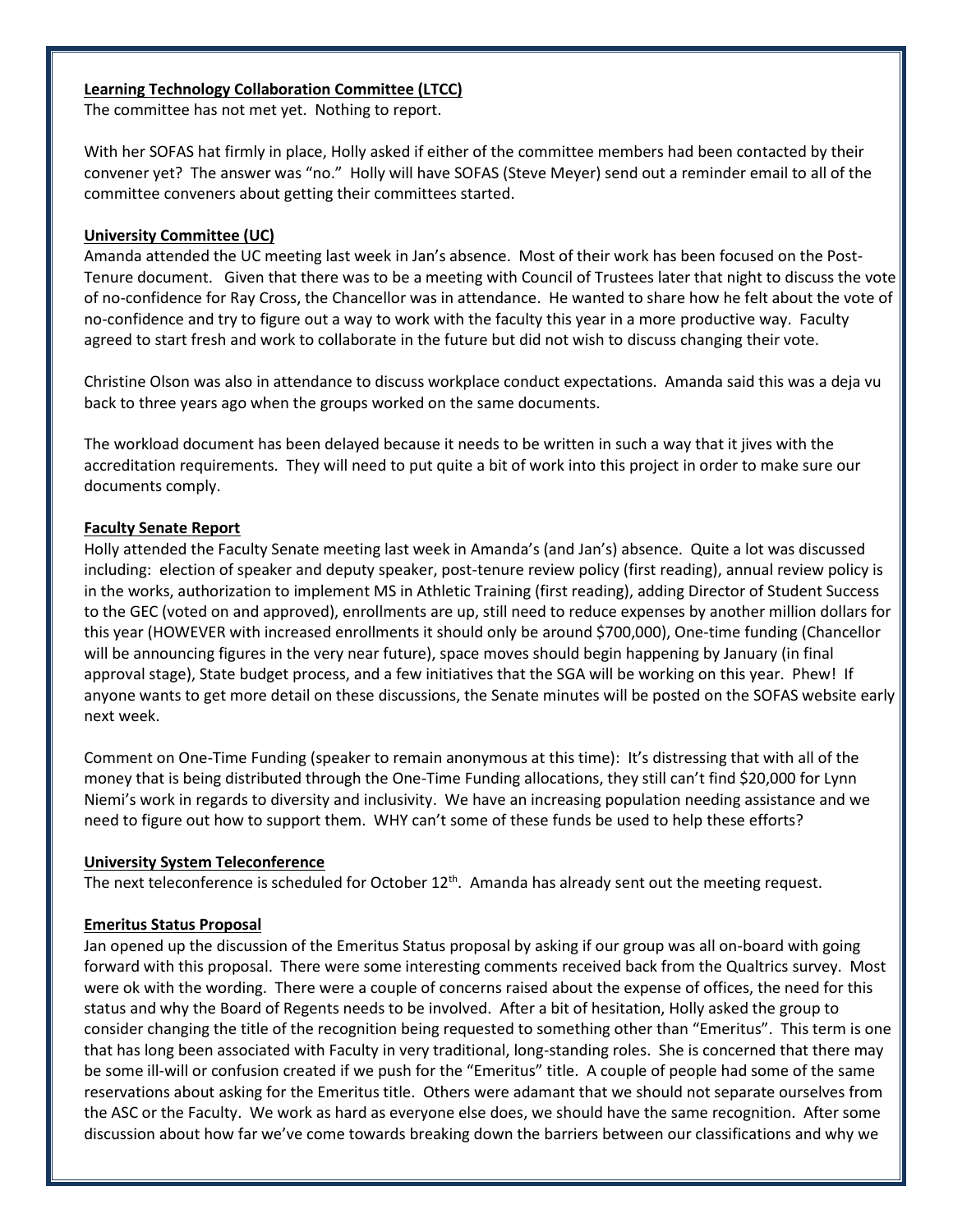**Learning Technology Collaboration Committee (LTCC)**
The committee has not met yet. Nothing to report.

With her SOFAS hat firmly in place, Holly asked if either of the committee members had been contacted by their convener yet? The answer was "no." Holly will have SOFAS (Steve Meyer) send out a reminder email to all of the committee conveners about getting their committees started.

**University Committee (UC)**
Amanda attended the UC meeting last week in Jan's absence. Most of their work has been focused on the Post-Tenure document. Given that there was to be a meeting with Council of Trustees later that night to discuss the vote of no-confidence for Ray Cross, the Chancellor was in attendance. He wanted to share how he felt about the vote of no-confidence and try to figure out a way to work with the faculty this year in a more productive way. Faculty agreed to start fresh and work to collaborate in the future but did not wish to discuss changing their vote.

Christine Olson was also in attendance to discuss workplace conduct expectations. Amanda said this was a deja vu back to three years ago when the groups worked on the same documents.

The workload document has been delayed because it needs to be written in such a way that it jives with the accreditation requirements. They will need to put quite a bit of work into this project in order to make sure our documents comply.

**Faculty Senate Report**
Holly attended the Faculty Senate meeting last week in Amanda's (and Jan's) absence. Quite a lot was discussed including: election of speaker and deputy speaker, post-tenure review policy (first reading), annual review policy is in the works, authorization to implement MS in Athletic Training (first reading), adding Director of Student Success to the GEC (voted on and approved), enrollments are up, still need to reduce expenses by another million dollars for this year (HOWEVER with increased enrollments it should only be around $700,000), One-time funding (Chancellor will be announcing figures in the very near future), space moves should begin happening by January (in final approval stage), State budget process, and a few initiatives that the SGA will be working on this year. Phew! If anyone wants to get more detail on these discussions, the Senate minutes will be posted on the SOFAS website early next week.

Comment on One-Time Funding (speaker to remain anonymous at this time): It's distressing that with all of the money that is being distributed through the One-Time Funding allocations, they still can't find $20,000 for Lynn Niemi's work in regards to diversity and inclusivity. We have an increasing population needing assistance and we need to figure out how to support them. WHY can't some of these funds be used to help these efforts?

**University System Teleconference**
The next teleconference is scheduled for October 12th. Amanda has already sent out the meeting request.

**Emeritus Status Proposal**
Jan opened up the discussion of the Emeritus Status proposal by asking if our group was all on-board with going forward with this proposal. There were some interesting comments received back from the Qualtrics survey. Most were ok with the wording. There were a couple of concerns raised about the expense of offices, the need for this status and why the Board of Regents needs to be involved. After a bit of hesitation, Holly asked the group to consider changing the title of the recognition being requested to something other than "Emeritus". This term is one that has long been associated with Faculty in very traditional, long-standing roles. She is concerned that there may be some ill-will or confusion created if we push for the "Emeritus" title. A couple of people had some of the same reservations about asking for the Emeritus title. Others were adamant that we should not separate ourselves from the ASC or the Faculty. We work as hard as everyone else does, we should have the same recognition. After some discussion about how far we've come towards breaking down the barriers between our classifications and why we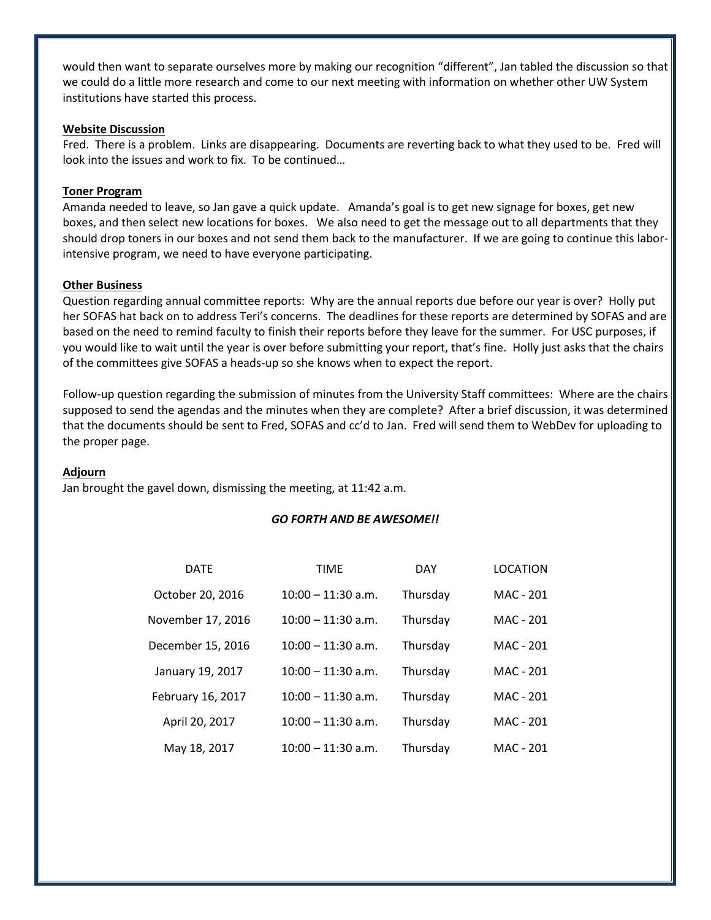would then want to separate ourselves more by making our recognition "different", Jan tabled the discussion so that we could do a little more research and come to our next meeting with information on whether other UW System institutions have started this process.

**Website Discussion**

Fred. There is a problem. Links are disappearing. Documents are reverting back to what they used to be. Fred will look into the issues and work to fix. To be continued…

**Toner Program**

Amanda needed to leave, so Jan gave a quick update. Amanda's goal is to get new signage for boxes, get new boxes, and then select new locations for boxes. We also need to get the message out to all departments that they should drop toners in our boxes and not send them back to the manufacturer. If we are going to continue this labor-intensive program, we need to have everyone participating.

**Other Business**

Question regarding annual committee reports: Why are the annual reports due before our year is over? Holly put her SOFAS hat back on to address Teri's concerns. The deadlines for these reports are determined by SOFAS and are based on the need to remind faculty to finish their reports before they leave for the summer. For USC purposes, if you would like to wait until the year is over before submitting your report, that's fine. Holly just asks that the chairs of the committees give SOFAS a heads-up so she knows when to expect the report.

Follow-up question regarding the submission of minutes from the University Staff committees: Where are the chairs supposed to send the agendas and the minutes when they are complete? After a brief discussion, it was determined that the documents should be sent to Fred, SOFAS and cc'd to Jan. Fred will send them to WebDev for uploading to the proper page.

**Adjourn**

Jan brought the gavel down, dismissing the meeting, at 11:42 a.m.

***GO FORTH AND BE AWESOME!!***

| DATE | TIME | DAY | LOCATION |
|---|---|---|---|
| October 20, 2016 | 10:00 – 11:30 a.m. | Thursday | MAC - 201 |
| November 17, 2016 | 10:00 – 11:30 a.m. | Thursday | MAC - 201 |
| December 15, 2016 | 10:00 – 11:30 a.m. | Thursday | MAC - 201 |
| January 19, 2017 | 10:00 – 11:30 a.m. | Thursday | MAC - 201 |
| February 16, 2017 | 10:00 – 11:30 a.m. | Thursday | MAC - 201 |
| April 20, 2017 | 10:00 – 11:30 a.m. | Thursday | MAC - 201 |
| May 18, 2017 | 10:00 – 11:30 a.m. | Thursday | MAC - 201 |